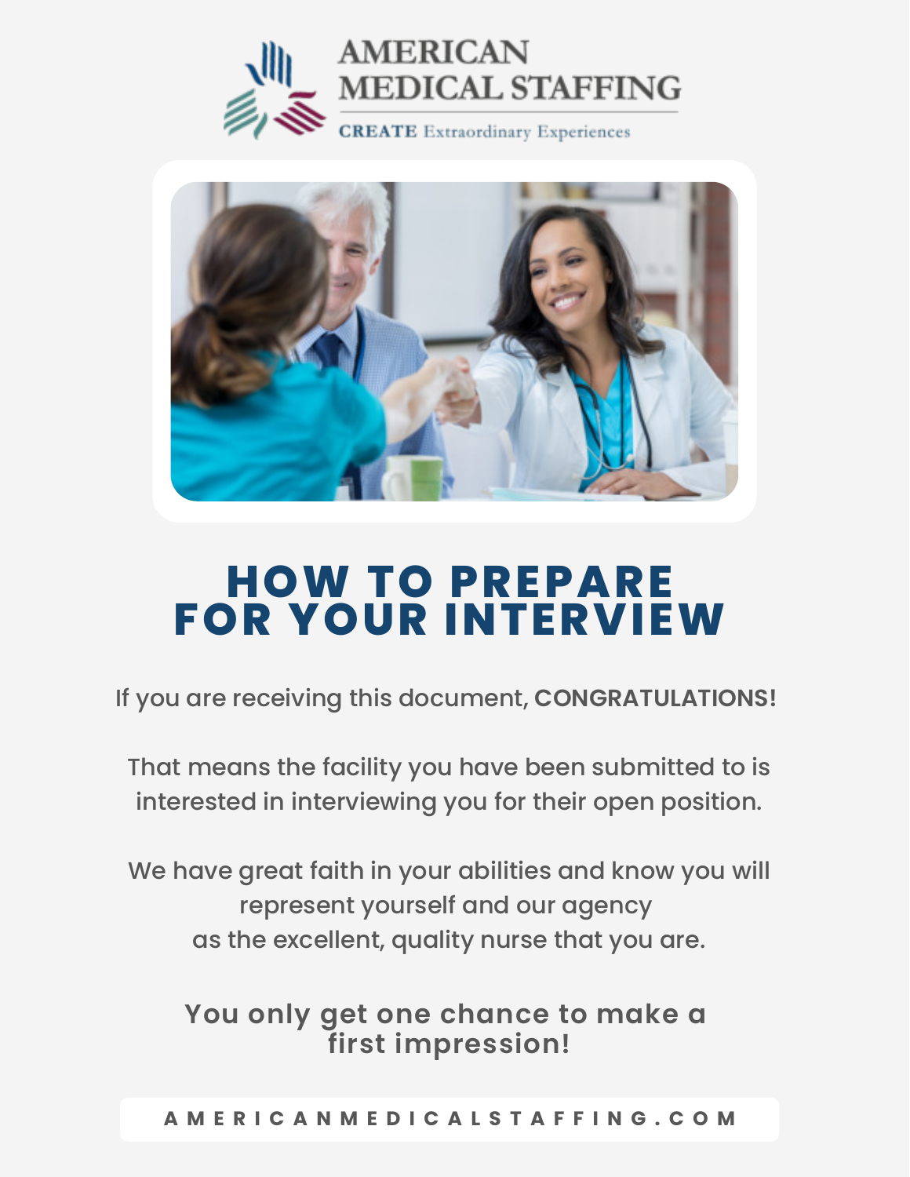AMERICAN MEDICAL STAFFING

CREATE Extraordinary Experiences

# HOW TO PREPARE FOR YOUR INTERVIEW

If you are receiving this document, **CONGRATULATIONS!**

That means the facility you have been submitted to is interested in interviewing you for their open position.

We have great faith in your abilities and know you will represent yourself and our agency as the excellent, quality nurse that you are.

**You only get one chance to make a first impression!**

AMERICANMEDICALSTAFFING.COM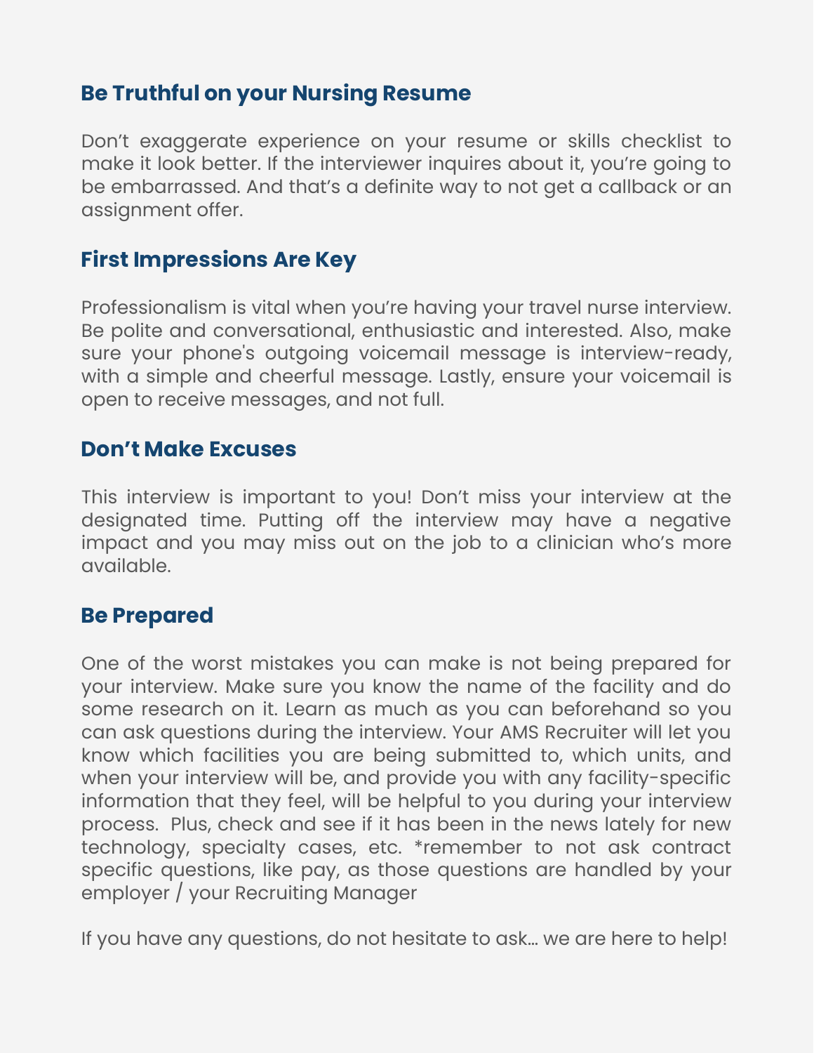## Be Truthful on your Nursing Resume

Don't exaggerate experience on your resume or skills checklist to make it look better. If the interviewer inquires about it, you're going to be embarrassed. And that's a definite way to not get a callback or an assignment offer.

## First Impressions Are Key

Professionalism is vital when you're having your travel nurse interview. Be polite and conversational, enthusiastic and interested. Also, make sure your phone's outgoing voicemail message is interview-ready, with a simple and cheerful message. Lastly, ensure your voicemail is open to receive messages, and not full.

## Don't Make Excuses

This interview is important to you! Don't miss your interview at the designated time. Putting off the interview may have a negative impact and you may miss out on the job to a clinician who's more available.

## Be Prepared

One of the worst mistakes you can make is not being prepared for your interview. Make sure you know the name of the facility and do some research on it. Learn as much as you can beforehand so you can ask questions during the interview. Your AMS Recruiter will let you know which facilities you are being submitted to, which units, and when your interview will be, and provide you with any facility-specific information that they feel, will be helpful to you during your interview process. Plus, check and see if it has been in the news lately for new technology, specialty cases, etc. *remember to not ask contract specific questions, like pay, as those questions are handled by your employer / your Recruiting Manager

If you have any questions, do not hesitate to ask… we are here to help!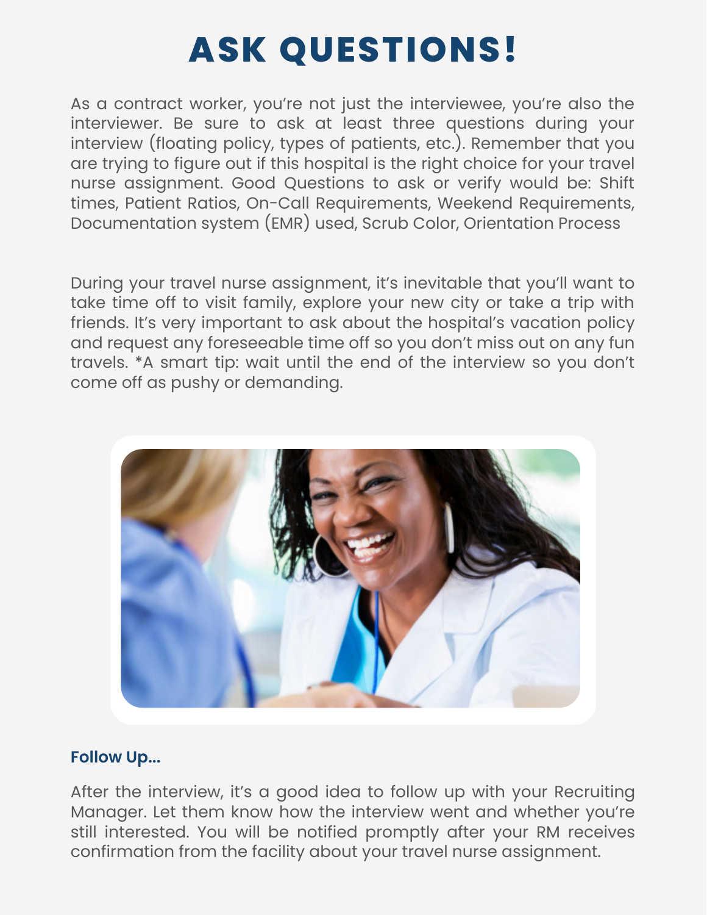# ASK QUESTIONS!

As a contract worker, you're not just the interviewee, you're also the interviewer. Be sure to ask at least three questions during your interview (floating policy, types of patients, etc.). Remember that you are trying to figure out if this hospital is the right choice for your travel nurse assignment. Good Questions to ask or verify would be: Shift times, Patient Ratios, On-Call Requirements, Weekend Requirements, Documentation system (EMR) used, Scrub Color, Orientation Process

During your travel nurse assignment, it's inevitable that you'll want to take time off to visit family, explore your new city or take a trip with friends. It's very important to ask about the hospital's vacation policy and request any foreseeable time off so you don't miss out on any fun travels. *A smart tip: wait until the end of the interview so you don't come off as pushy or demanding.

**Follow Up...**

After the interview, it's a good idea to follow up with your Recruiting Manager. Let them know how the interview went and whether you're still interested. You will be notified promptly after your RM receives confirmation from the facility about your travel nurse assignment.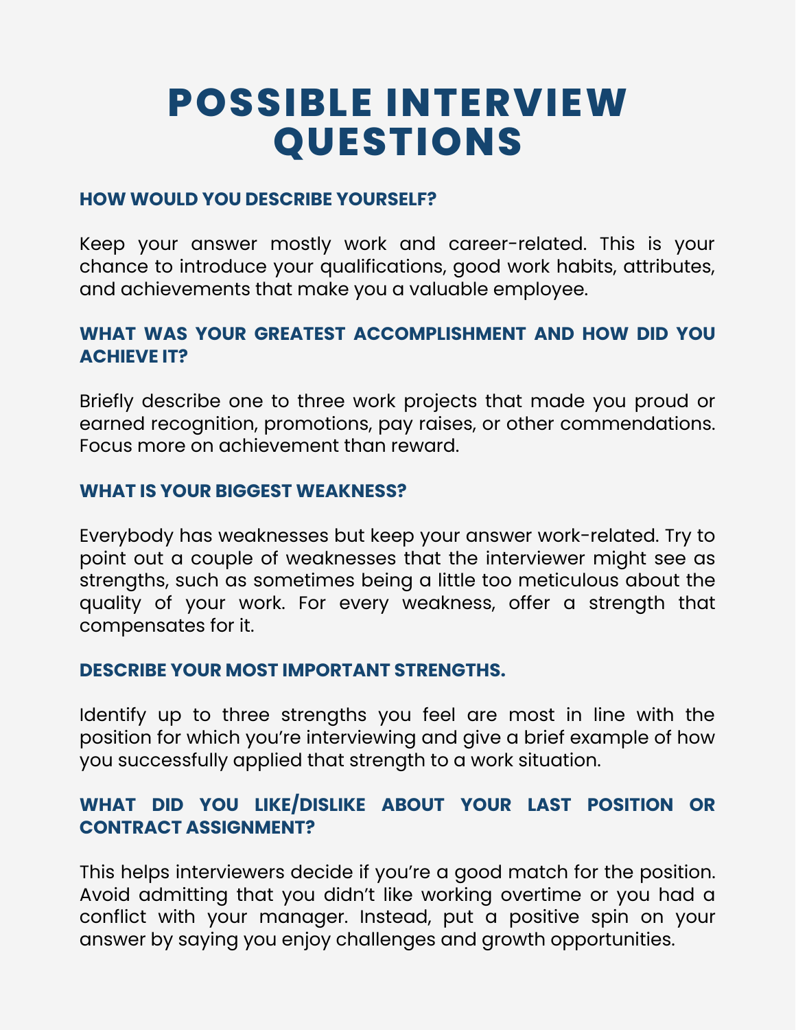# POSSIBLE INTERVIEW QUESTIONS

### HOW WOULD YOU DESCRIBE YOURSELF?

Keep your answer mostly work and career-related. This is your chance to introduce your qualifications, good work habits, attributes, and achievements that make you a valuable employee.

### WHAT WAS YOUR GREATEST ACCOMPLISHMENT AND HOW DID YOU ACHIEVE IT?

Briefly describe one to three work projects that made you proud or earned recognition, promotions, pay raises, or other commendations. Focus more on achievement than reward.

### WHAT IS YOUR BIGGEST WEAKNESS?

Everybody has weaknesses but keep your answer work-related. Try to point out a couple of weaknesses that the interviewer might see as strengths, such as sometimes being a little too meticulous about the quality of your work. For every weakness, offer a strength that compensates for it.

### DESCRIBE YOUR MOST IMPORTANT STRENGTHS.

Identify up to three strengths you feel are most in line with the position for which you're interviewing and give a brief example of how you successfully applied that strength to a work situation.

### WHAT DID YOU LIKE/DISLIKE ABOUT YOUR LAST POSITION OR CONTRACT ASSIGNMENT?

This helps interviewers decide if you're a good match for the position. Avoid admitting that you didn't like working overtime or you had a conflict with your manager. Instead, put a positive spin on your answer by saying you enjoy challenges and growth opportunities.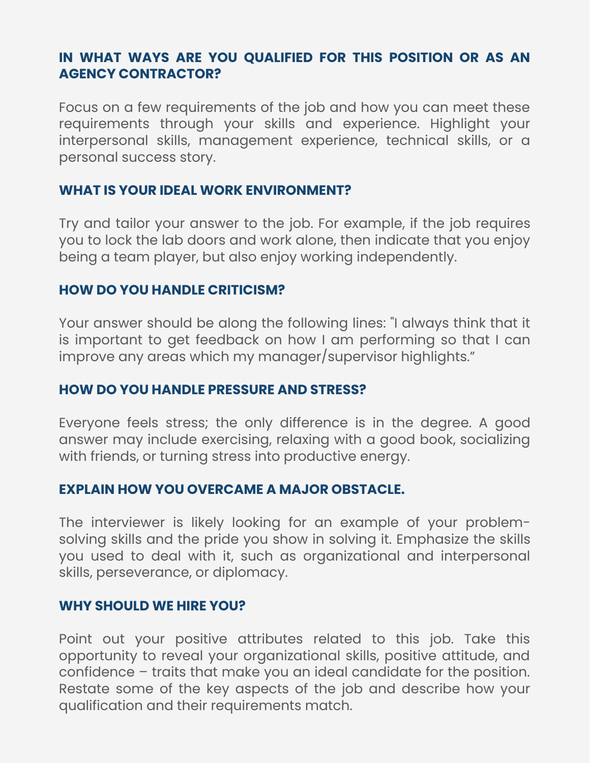## IN WHAT WAYS ARE YOU QUALIFIED FOR THIS POSITION OR AS AN AGENCY CONTRACTOR?

Focus on a few requirements of the job and how you can meet these requirements through your skills and experience. Highlight your interpersonal skills, management experience, technical skills, or a personal success story.

## WHAT IS YOUR IDEAL WORK ENVIRONMENT?

Try and tailor your answer to the job. For example, if the job requires you to lock the lab doors and work alone, then indicate that you enjoy being a team player, but also enjoy working independently.

## HOW DO YOU HANDLE CRITICISM?

Your answer should be along the following lines: "I always think that it is important to get feedback on how I am performing so that I can improve any areas which my manager/supervisor highlights."

## HOW DO YOU HANDLE PRESSURE AND STRESS?

Everyone feels stress; the only difference is in the degree. A good answer may include exercising, relaxing with a good book, socializing with friends, or turning stress into productive energy.

## EXPLAIN HOW YOU OVERCAME A MAJOR OBSTACLE.

The interviewer is likely looking for an example of your problem-solving skills and the pride you show in solving it. Emphasize the skills you used to deal with it, such as organizational and interpersonal skills, perseverance, or diplomacy.

## WHY SHOULD WE HIRE YOU?

Point out your positive attributes related to this job. Take this opportunity to reveal your organizational skills, positive attitude, and confidence – traits that make you an ideal candidate for the position. Restate some of the key aspects of the job and describe how your qualification and their requirements match.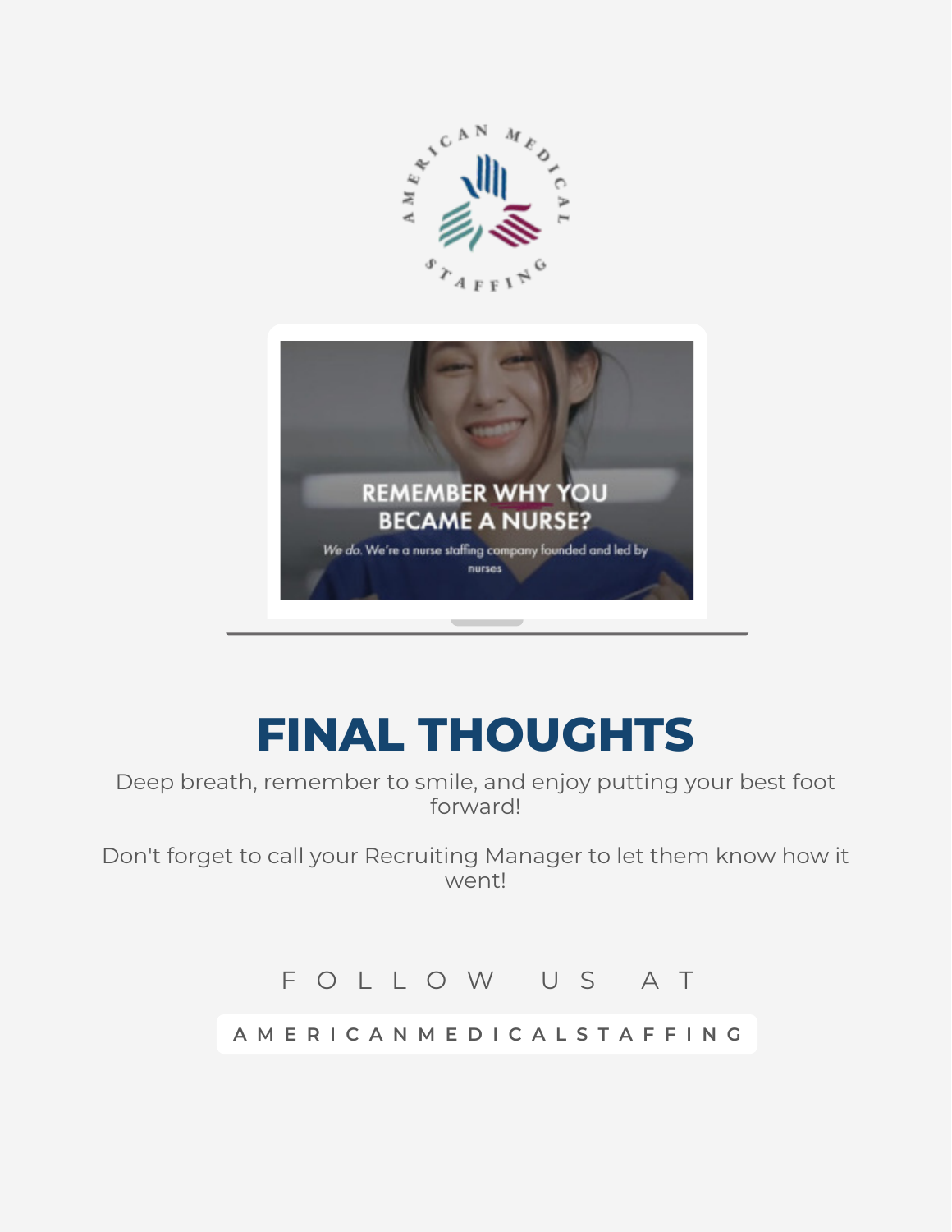## FINAL THOUGHTS

Deep breath, remember to smile, and enjoy putting your best foot forward!

Don't forget to call your Recruiting Manager to let them know how it went!

FOLLOW US AT

AMERICANMEDICALSTAFFING